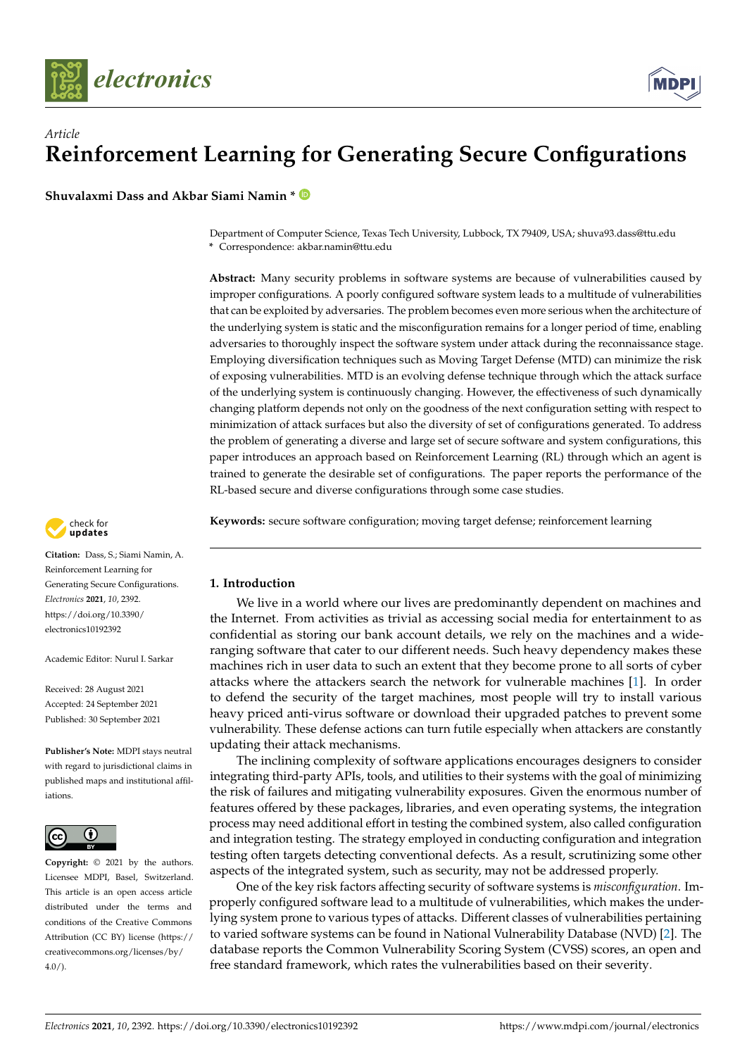*Article*

# Reinforcement Learning for Generating Secure Configurations

**Shuvalaxmi Dass and Akbar Siami Namin ***

Department of Computer Science, Texas Tech University, Lubbock, TX 79409, USA; shuva93.dass@ttu.edu
* Correspondence: akbar.namin@ttu.edu

**Abstract:** Many security problems in software systems are because of vulnerabilities caused by improper configurations. A poorly configured software system leads to a multitude of vulnerabilities that can be exploited by adversaries. The problem becomes even more serious when the architecture of the underlying system is static and the misconfiguration remains for a longer period of time, enabling adversaries to thoroughly inspect the software system under attack during the reconnaissance stage. Employing diversification techniques such as Moving Target Defense (MTD) can minimize the risk of exposing vulnerabilities. MTD is an evolving defense technique through which the attack surface of the underlying system is continuously changing. However, the effectiveness of such dynamically changing platform depends not only on the goodness of the next configuration setting with respect to minimization of attack surfaces but also the diversity of set of configurations generated. To address the problem of generating a diverse and large set of secure software and system configurations, this paper introduces an approach based on Reinforcement Learning (RL) through which an agent is trained to generate the desirable set of configurations. The paper reports the performance of the RL-based secure and diverse configurations through some case studies.

**Keywords:** secure software configuration; moving target defense; reinforcement learning

**Citation:** Dass, S.; Siami Namin, A. Reinforcement Learning for Generating Secure Configurations. *Electronics* **2021**, *10*, 2392. https://doi.org/10.3390/electronics10192392

Academic Editor: Nurul I. Sarkar

Received: 28 August 2021
Accepted: 24 September 2021
Published: 30 September 2021

**Publisher's Note:** MDPI stays neutral with regard to jurisdictional claims in published maps and institutional affiliations.

**Copyright:** © 2021 by the authors. Licensee MDPI, Basel, Switzerland. This article is an open access article distributed under the terms and conditions of the Creative Commons Attribution (CC BY) license (https://creativecommons.org/licenses/by/4.0/).

## 1. Introduction

We live in a world where our lives are predominantly dependent on machines and the Internet. From activities as trivial as accessing social media for entertainment to as confidential as storing our bank account details, we rely on the machines and a wide-ranging software that cater to our different needs. Such heavy dependency makes these machines rich in user data to such an extent that they become prone to all sorts of cyber attacks where the attackers search the network for vulnerable machines [1]. In order to defend the security of the target machines, most people will try to install various heavy priced anti-virus software or download their upgraded patches to prevent some vulnerability. These defense actions can turn futile especially when attackers are constantly updating their attack mechanisms.

The inclining complexity of software applications encourages designers to consider integrating third-party APIs, tools, and utilities to their systems with the goal of minimizing the risk of failures and mitigating vulnerability exposures. Given the enormous number of features offered by these packages, libraries, and even operating systems, the integration process may need additional effort in testing the combined system, also called configuration and integration testing. The strategy employed in conducting configuration and integration testing often targets detecting conventional defects. As a result, scrutinizing some other aspects of the integrated system, such as security, may not be addressed properly.

One of the key risk factors affecting security of software systems is *misconfiguration*. Improperly configured software lead to a multitude of vulnerabilities, which makes the underlying system prone to various types of attacks. Different classes of vulnerabilities pertaining to varied software systems can be found in National Vulnerability Database (NVD) [2]. The database reports the Common Vulnerability Scoring System (CVSS) scores, an open and free standard framework, which rates the vulnerabilities based on their severity.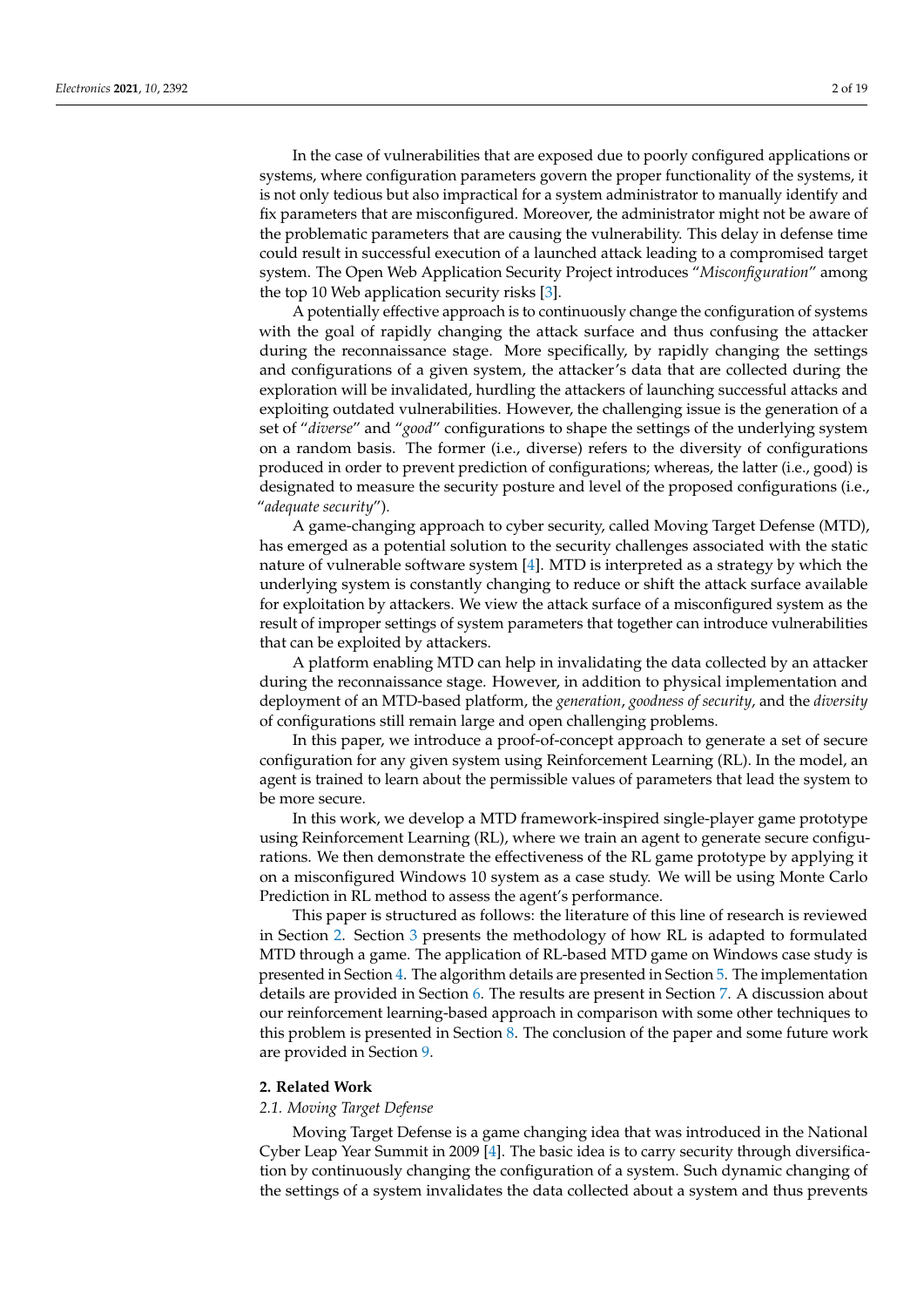In the case of vulnerabilities that are exposed due to poorly configured applications or systems, where configuration parameters govern the proper functionality of the systems, it is not only tedious but also impractical for a system administrator to manually identify and fix parameters that are misconfigured. Moreover, the administrator might not be aware of the problematic parameters that are causing the vulnerability. This delay in defense time could result in successful execution of a launched attack leading to a compromised target system. The Open Web Application Security Project introduces "*Misconfiguration*" among the top 10 Web application security risks [3].

A potentially effective approach is to continuously change the configuration of systems with the goal of rapidly changing the attack surface and thus confusing the attacker during the reconnaissance stage. More specifically, by rapidly changing the settings and configurations of a given system, the attacker's data that are collected during the exploration will be invalidated, hurdling the attackers of launching successful attacks and exploiting outdated vulnerabilities. However, the challenging issue is the generation of a set of "*diverse*" and "*good*" configurations to shape the settings of the underlying system on a random basis. The former (i.e., diverse) refers to the diversity of configurations produced in order to prevent prediction of configurations; whereas, the latter (i.e., good) is designated to measure the security posture and level of the proposed configurations (i.e., "*adequate security*").

A game-changing approach to cyber security, called Moving Target Defense (MTD), has emerged as a potential solution to the security challenges associated with the static nature of vulnerable software system [4]. MTD is interpreted as a strategy by which the underlying system is constantly changing to reduce or shift the attack surface available for exploitation by attackers. We view the attack surface of a misconfigured system as the result of improper settings of system parameters that together can introduce vulnerabilities that can be exploited by attackers.

A platform enabling MTD can help in invalidating the data collected by an attacker during the reconnaissance stage. However, in addition to physical implementation and deployment of an MTD-based platform, the *generation*, *goodness of security*, and the *diversity* of configurations still remain large and open challenging problems.

In this paper, we introduce a proof-of-concept approach to generate a set of secure configuration for any given system using Reinforcement Learning (RL). In the model, an agent is trained to learn about the permissible values of parameters that lead the system to be more secure.

In this work, we develop a MTD framework-inspired single-player game prototype using Reinforcement Learning (RL), where we train an agent to generate secure configurations. We then demonstrate the effectiveness of the RL game prototype by applying it on a misconfigured Windows 10 system as a case study. We will be using Monte Carlo Prediction in RL method to assess the agent's performance.

This paper is structured as follows: the literature of this line of research is reviewed in Section 2. Section 3 presents the methodology of how RL is adapted to formulated MTD through a game. The application of RL-based MTD game on Windows case study is presented in Section 4. The algorithm details are presented in Section 5. The implementation details are provided in Section 6. The results are present in Section 7. A discussion about our reinforcement learning-based approach in comparison with some other techniques to this problem is presented in Section 8. The conclusion of the paper and some future work are provided in Section 9.

## 2. Related Work

### 2.1. Moving Target Defense

Moving Target Defense is a game changing idea that was introduced in the National Cyber Leap Year Summit in 2009 [4]. The basic idea is to carry security through diversification by continuously changing the configuration of a system. Such dynamic changing of the settings of a system invalidates the data collected about a system and thus prevents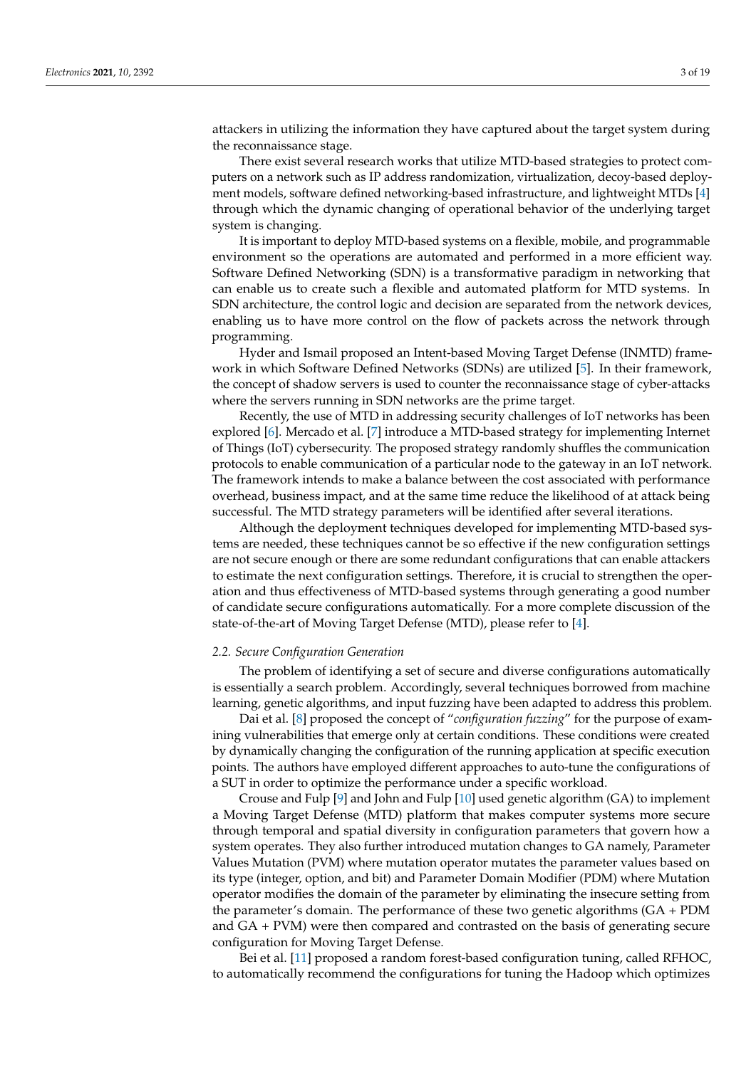attackers in utilizing the information they have captured about the target system during the reconnaissance stage.

There exist several research works that utilize MTD-based strategies to protect computers on a network such as IP address randomization, virtualization, decoy-based deployment models, software defined networking-based infrastructure, and lightweight MTDs [4] through which the dynamic changing of operational behavior of the underlying target system is changing.

It is important to deploy MTD-based systems on a flexible, mobile, and programmable environment so the operations are automated and performed in a more efficient way. Software Defined Networking (SDN) is a transformative paradigm in networking that can enable us to create such a flexible and automated platform for MTD systems. In SDN architecture, the control logic and decision are separated from the network devices, enabling us to have more control on the flow of packets across the network through programming.

Hyder and Ismail proposed an Intent-based Moving Target Defense (INMTD) framework in which Software Defined Networks (SDNs) are utilized [5]. In their framework, the concept of shadow servers is used to counter the reconnaissance stage of cyber-attacks where the servers running in SDN networks are the prime target.

Recently, the use of MTD in addressing security challenges of IoT networks has been explored [6]. Mercado et al. [7] introduce a MTD-based strategy for implementing Internet of Things (IoT) cybersecurity. The proposed strategy randomly shuffles the communication protocols to enable communication of a particular node to the gateway in an IoT network. The framework intends to make a balance between the cost associated with performance overhead, business impact, and at the same time reduce the likelihood of at attack being successful. The MTD strategy parameters will be identified after several iterations.

Although the deployment techniques developed for implementing MTD-based systems are needed, these techniques cannot be so effective if the new configuration settings are not secure enough or there are some redundant configurations that can enable attackers to estimate the next configuration settings. Therefore, it is crucial to strengthen the operation and thus effectiveness of MTD-based systems through generating a good number of candidate secure configurations automatically. For a more complete discussion of the state-of-the-art of Moving Target Defense (MTD), please refer to [4].

### *2.2. Secure Configuration Generation*

The problem of identifying a set of secure and diverse configurations automatically is essentially a search problem. Accordingly, several techniques borrowed from machine learning, genetic algorithms, and input fuzzing have been adapted to address this problem.

Dai et al. [8] proposed the concept of "*configuration fuzzing*" for the purpose of examining vulnerabilities that emerge only at certain conditions. These conditions were created by dynamically changing the configuration of the running application at specific execution points. The authors have employed different approaches to auto-tune the configurations of a SUT in order to optimize the performance under a specific workload.

Crouse and Fulp [9] and John and Fulp [10] used genetic algorithm (GA) to implement a Moving Target Defense (MTD) platform that makes computer systems more secure through temporal and spatial diversity in configuration parameters that govern how a system operates. They also further introduced mutation changes to GA namely, Parameter Values Mutation (PVM) where mutation operator mutates the parameter values based on its type (integer, option, and bit) and Parameter Domain Modifier (PDM) where Mutation operator modifies the domain of the parameter by eliminating the insecure setting from the parameter's domain. The performance of these two genetic algorithms (GA + PDM and GA + PVM) were then compared and contrasted on the basis of generating secure configuration for Moving Target Defense.

Bei et al. [11] proposed a random forest-based configuration tuning, called RFHOC, to automatically recommend the configurations for tuning the Hadoop which optimizes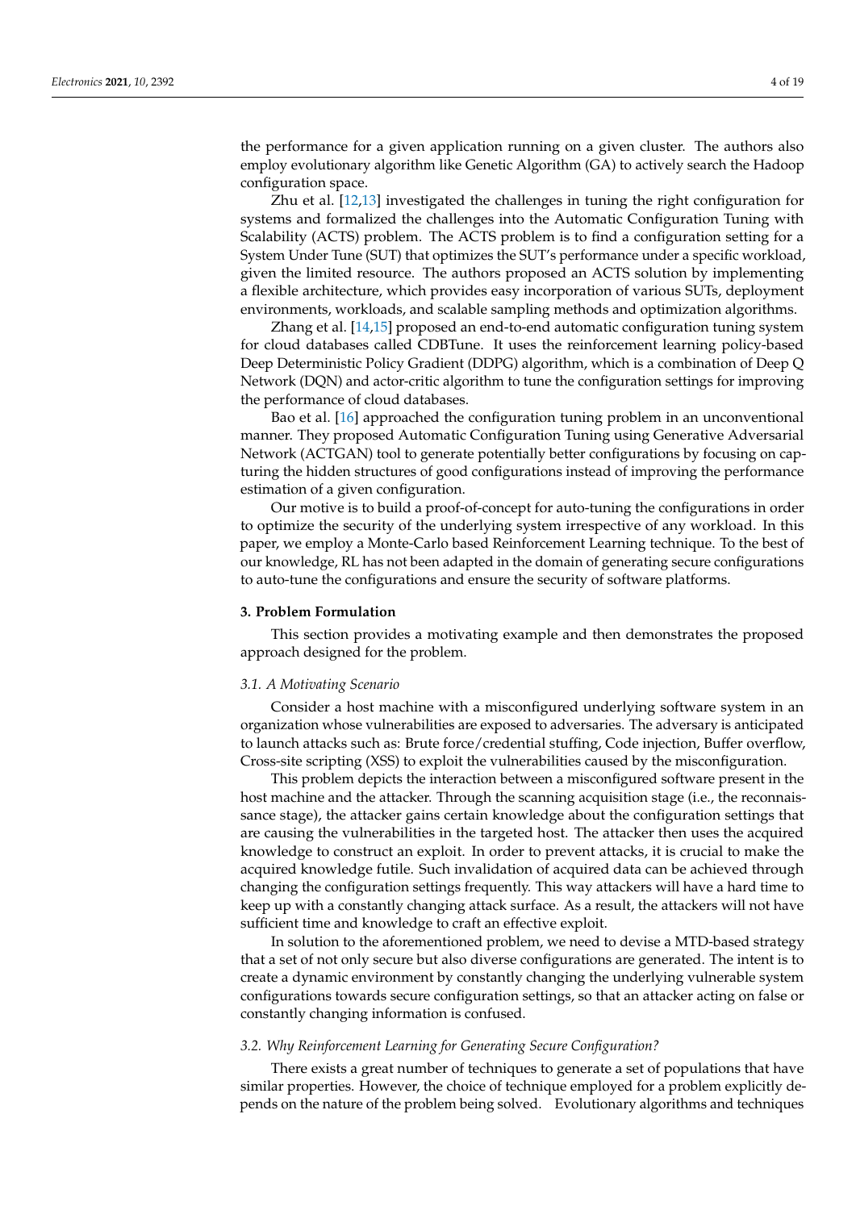the performance for a given application running on a given cluster. The authors also employ evolutionary algorithm like Genetic Algorithm (GA) to actively search the Hadoop configuration space.

Zhu et al. [12,13] investigated the challenges in tuning the right configuration for systems and formalized the challenges into the Automatic Configuration Tuning with Scalability (ACTS) problem. The ACTS problem is to find a configuration setting for a System Under Tune (SUT) that optimizes the SUT's performance under a specific workload, given the limited resource. The authors proposed an ACTS solution by implementing a flexible architecture, which provides easy incorporation of various SUTs, deployment environments, workloads, and scalable sampling methods and optimization algorithms.

Zhang et al. [14,15] proposed an end-to-end automatic configuration tuning system for cloud databases called CDBTune. It uses the reinforcement learning policy-based Deep Deterministic Policy Gradient (DDPG) algorithm, which is a combination of Deep Q Network (DQN) and actor-critic algorithm to tune the configuration settings for improving the performance of cloud databases.

Bao et al. [16] approached the configuration tuning problem in an unconventional manner. They proposed Automatic Configuration Tuning using Generative Adversarial Network (ACTGAN) tool to generate potentially better configurations by focusing on capturing the hidden structures of good configurations instead of improving the performance estimation of a given configuration.

Our motive is to build a proof-of-concept for auto-tuning the configurations in order to optimize the security of the underlying system irrespective of any workload. In this paper, we employ a Monte-Carlo based Reinforcement Learning technique. To the best of our knowledge, RL has not been adapted in the domain of generating secure configurations to auto-tune the configurations and ensure the security of software platforms.

## 3. Problem Formulation

This section provides a motivating example and then demonstrates the proposed approach designed for the problem.

### *3.1. A Motivating Scenario*

Consider a host machine with a misconfigured underlying software system in an organization whose vulnerabilities are exposed to adversaries. The adversary is anticipated to launch attacks such as: Brute force/credential stuffing, Code injection, Buffer overflow, Cross-site scripting (XSS) to exploit the vulnerabilities caused by the misconfiguration.

This problem depicts the interaction between a misconfigured software present in the host machine and the attacker. Through the scanning acquisition stage (i.e., the reconnaissance stage), the attacker gains certain knowledge about the configuration settings that are causing the vulnerabilities in the targeted host. The attacker then uses the acquired knowledge to construct an exploit. In order to prevent attacks, it is crucial to make the acquired knowledge futile. Such invalidation of acquired data can be achieved through changing the configuration settings frequently. This way attackers will have a hard time to keep up with a constantly changing attack surface. As a result, the attackers will not have sufficient time and knowledge to craft an effective exploit.

In solution to the aforementioned problem, we need to devise a MTD-based strategy that a set of not only secure but also diverse configurations are generated. The intent is to create a dynamic environment by constantly changing the underlying vulnerable system configurations towards secure configuration settings, so that an attacker acting on false or constantly changing information is confused.

### *3.2. Why Reinforcement Learning for Generating Secure Configuration?*

There exists a great number of techniques to generate a set of populations that have similar properties. However, the choice of technique employed for a problem explicitly depends on the nature of the problem being solved. Evolutionary algorithms and techniques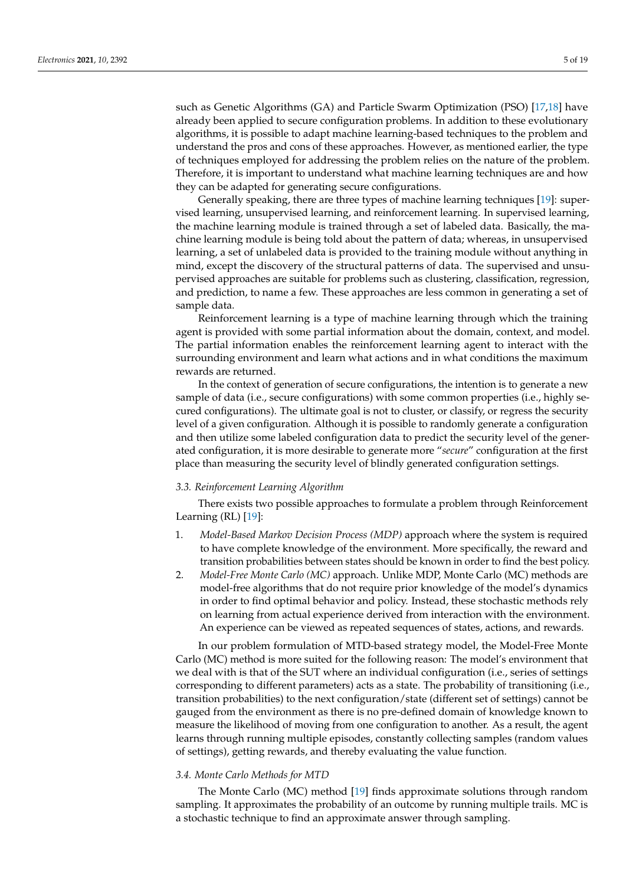such as Genetic Algorithms (GA) and Particle Swarm Optimization (PSO) [17,18] have already been applied to secure configuration problems. In addition to these evolutionary algorithms, it is possible to adapt machine learning-based techniques to the problem and understand the pros and cons of these approaches. However, as mentioned earlier, the type of techniques employed for addressing the problem relies on the nature of the problem. Therefore, it is important to understand what machine learning techniques are and how they can be adapted for generating secure configurations.

Generally speaking, there are three types of machine learning techniques [19]: supervised learning, unsupervised learning, and reinforcement learning. In supervised learning, the machine learning module is trained through a set of labeled data. Basically, the machine learning module is being told about the pattern of data; whereas, in unsupervised learning, a set of unlabeled data is provided to the training module without anything in mind, except the discovery of the structural patterns of data. The supervised and unsupervised approaches are suitable for problems such as clustering, classification, regression, and prediction, to name a few. These approaches are less common in generating a set of sample data.

Reinforcement learning is a type of machine learning through which the training agent is provided with some partial information about the domain, context, and model. The partial information enables the reinforcement learning agent to interact with the surrounding environment and learn what actions and in what conditions the maximum rewards are returned.

In the context of generation of secure configurations, the intention is to generate a new sample of data (i.e., secure configurations) with some common properties (i.e., highly secured configurations). The ultimate goal is not to cluster, or classify, or regress the security level of a given configuration. Although it is possible to randomly generate a configuration and then utilize some labeled configuration data to predict the security level of the generated configuration, it is more desirable to generate more "*secure*" configuration at the first place than measuring the security level of blindly generated configuration settings.

### 3.3. Reinforcement Learning Algorithm

There exists two possible approaches to formulate a problem through Reinforcement Learning (RL) [19]:

1. *Model-Based Markov Decision Process (MDP)* approach where the system is required to have complete knowledge of the environment. More specifically, the reward and transition probabilities between states should be known in order to find the best policy.
2. *Model-Free Monte Carlo (MC)* approach. Unlike MDP, Monte Carlo (MC) methods are model-free algorithms that do not require prior knowledge of the model's dynamics in order to find optimal behavior and policy. Instead, these stochastic methods rely on learning from actual experience derived from interaction with the environment. An experience can be viewed as repeated sequences of states, actions, and rewards.

In our problem formulation of MTD-based strategy model, the Model-Free Monte Carlo (MC) method is more suited for the following reason: The model's environment that we deal with is that of the SUT where an individual configuration (i.e., series of settings corresponding to different parameters) acts as a state. The probability of transitioning (i.e., transition probabilities) to the next configuration/state (different set of settings) cannot be gauged from the environment as there is no pre-defined domain of knowledge known to measure the likelihood of moving from one configuration to another. As a result, the agent learns through running multiple episodes, constantly collecting samples (random values of settings), getting rewards, and thereby evaluating the value function.

### 3.4. Monte Carlo Methods for MTD

The Monte Carlo (MC) method [19] finds approximate solutions through random sampling. It approximates the probability of an outcome by running multiple trails. MC is a stochastic technique to find an approximate answer through sampling.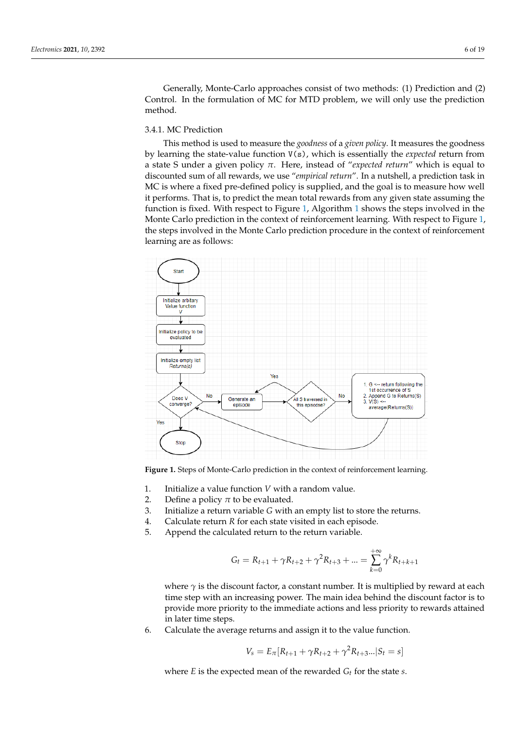Generally, Monte-Carlo approaches consist of two methods: (1) Prediction and (2) Control. In the formulation of MC for MTD problem, we will only use the prediction method.

### 3.4.1. MC Prediction

This method is used to measure the *goodness* of a *given policy*. It measures the goodness by learning the state-value function `V(s)`, which is essentially the *expected* return from a state S under a given policy $\pi$. Here, instead of "*expected return*" which is equal to discounted sum of all rewards, we use "*empirical return*". In a nutshell, a prediction task in MC is where a fixed pre-defined policy is supplied, and the goal is to measure how well it performs. That is, to predict the mean total rewards from any given state assuming the function is fixed. With respect to Figure 1, Algorithm 1 shows the steps involved in the Monte Carlo prediction in the context of reinforcement learning. With respect to Figure 1, the steps involved in the Monte Carlo prediction procedure in the context of reinforcement learning are as follows:

**Figure 1.** Steps of Monte-Carlo prediction in the context of reinforcement learning.

1. Initialize a value function $V$ with a random value.
2. Define a policy $\pi$ to be evaluated.
3. Initialize a return variable $G$ with an empty list to store the returns.
4. Calculate return $R$ for each state visited in each episode.
5. Append the calculated return to the return variable.

$$G_t = R_{t+1} + \gamma R_{t+2} + \gamma^2 R_{t+3} + \ldots = \sum_{k=0}^{+\infty} \gamma^k R_{t+k+1}$$

where $\gamma$ is the discount factor, a constant number. It is multiplied by reward at each time step with an increasing power. The main idea behind the discount factor is to provide more priority to the immediate actions and less priority to rewards attained in later time steps.

6. Calculate the average returns and assign it to the value function.

$$V_s = E_\pi[R_{t+1} + \gamma R_{t+2} + \gamma^2 R_{t+3} \ldots | S_t = s]$$

where $E$ is the expected mean of the rewarded $G_t$ for the state $s$.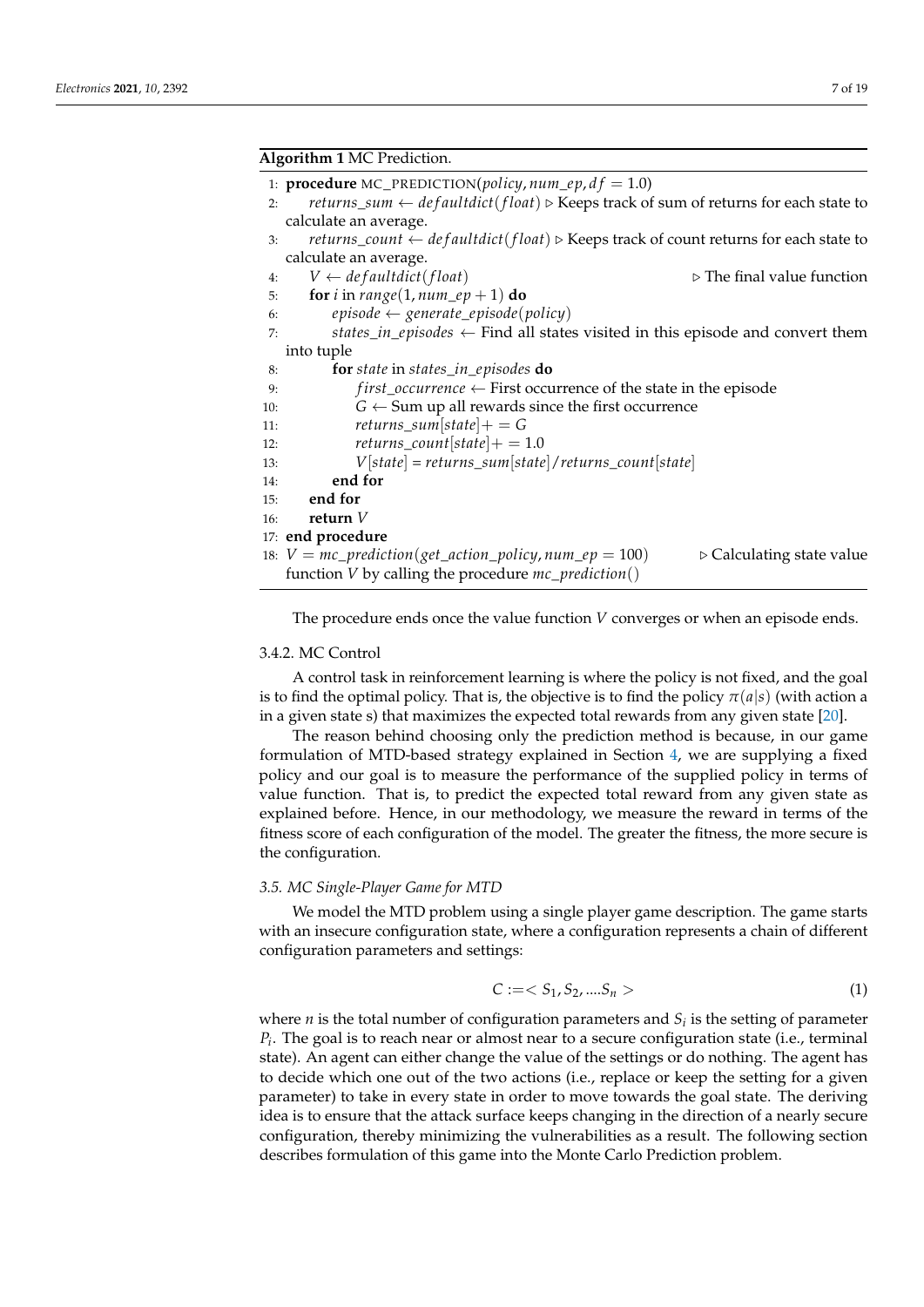**Algorithm 1** MC Prediction.

```
1: procedure MC_PREDICTION(policy, num_ep, df = 1.0)
2:     returns_sum ← defaultdict(float) ▷ Keeps track of sum of returns for each state to calculate an average.
3:     returns_count ← defaultdict(float) ▷ Keeps track of count returns for each state to calculate an average.
4:     V ← defaultdict(float)                                  ▷ The final value function
5:     for i in range(1, num_ep + 1) do
6:         episode ← generate_episode(policy)
7:         states_in_episodes ← Find all states visited in this episode and convert them into tuple
8:         for state in states_in_episodes do
9:             first_occurrence ← First occurrence of the state in the episode
10:            G ← Sum up all rewards since the first occurrence
11:            returns_sum[state]+ = G
12:            returns_count[state]+ = 1.0
13:            V[state] = returns_sum[state]/returns_count[state]
14:        end for
15:    end for
16:    return V
17: end procedure
18: V = mc_prediction(get_action_policy, num_ep = 100)      ▷ Calculating state value function V by calling the procedure mc_prediction()
```

The procedure ends once the value function $V$ converges or when an episode ends.

#### 3.4.2. MC Control

A control task in reinforcement learning is where the policy is not fixed, and the goal is to find the optimal policy. That is, the objective is to find the policy $\pi(a|s)$ (with action a in a given state s) that maximizes the expected total rewards from any given state [20].

The reason behind choosing only the prediction method is because, in our game formulation of MTD-based strategy explained in Section 4, we are supplying a fixed policy and our goal is to measure the performance of the supplied policy in terms of value function. That is, to predict the expected total reward from any given state as explained before. Hence, in our methodology, we measure the reward in terms of the fitness score of each configuration of the model. The greater the fitness, the more secure is the configuration.

### 3.5. MC Single-Player Game for MTD

We model the MTD problem using a single player game description. The game starts with an insecure configuration state, where a configuration represents a chain of different configuration parameters and settings:

$$C := < S_1, S_2, ....S_n > \tag{1}$$

where $n$ is the total number of configuration parameters and $S_i$ is the setting of parameter $P_i$. The goal is to reach near or almost near to a secure configuration state (i.e., terminal state). An agent can either change the value of the settings or do nothing. The agent has to decide which one out of the two actions (i.e., replace or keep the setting for a given parameter) to take in every state in order to move towards the goal state. The deriving idea is to ensure that the attack surface keeps changing in the direction of a nearly secure configuration, thereby minimizing the vulnerabilities as a result. The following section describes formulation of this game into the Monte Carlo Prediction problem.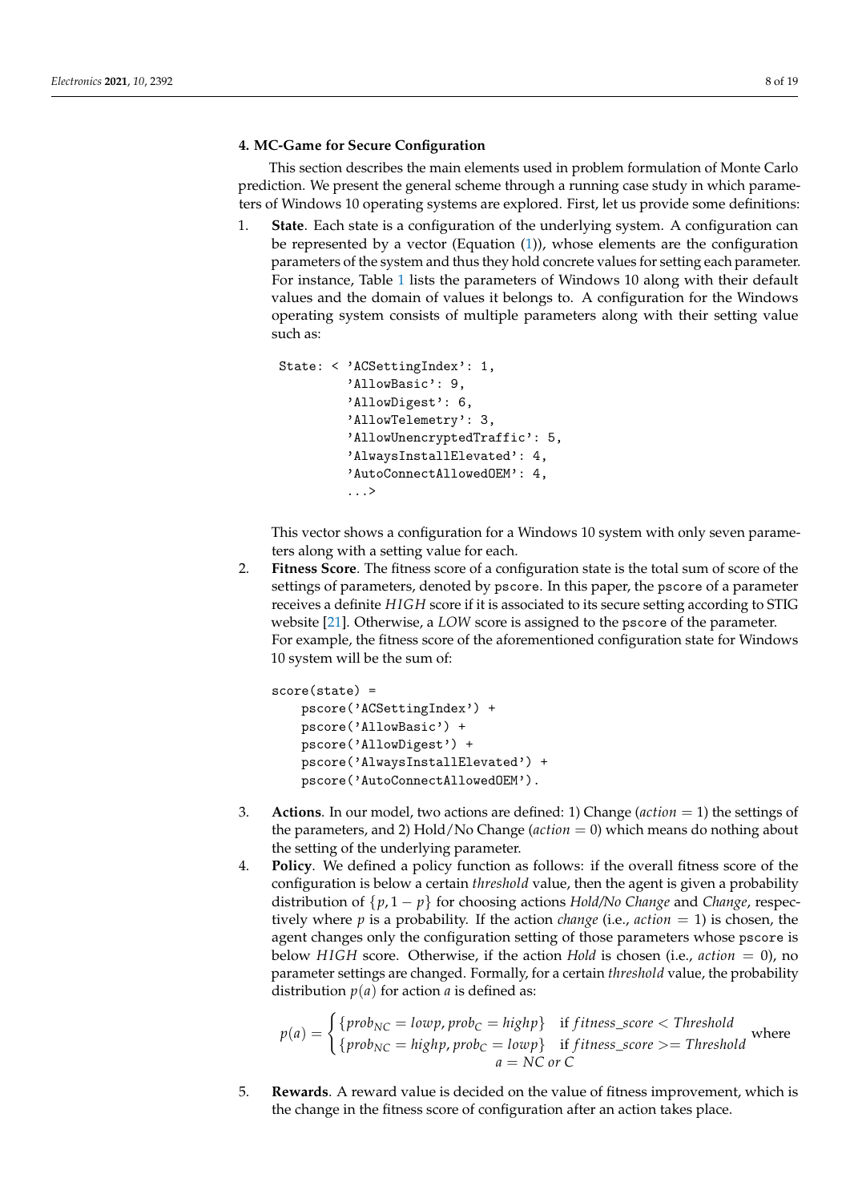### 4. MC-Game for Secure Configuration

This section describes the main elements used in problem formulation of Monte Carlo prediction. We present the general scheme through a running case study in which parameters of Windows 10 operating systems are explored. First, let us provide some definitions:

1. **State**. Each state is a configuration of the underlying system. A configuration can be represented by a vector (Equation (1)), whose elements are the configuration parameters of the system and thus they hold concrete values for setting each parameter. For instance, Table 1 lists the parameters of Windows 10 along with their default values and the domain of values it belongs to. A configuration for the Windows operating system consists of multiple parameters along with their setting value such as:

```
State: < 'ACSettingIndex': 1,
         'AllowBasic': 9,
         'AllowDigest': 6,
         'AllowTelemetry': 3,
         'AllowUnencryptedTraffic': 5,
         'AlwaysInstallElevated': 4,
         'AutoConnectAllowedOEM': 4,
         ...>
```

   This vector shows a configuration for a Windows 10 system with only seven parameters along with a setting value for each.

2. **Fitness Score**. The fitness score of a configuration state is the total sum of score of the settings of parameters, denoted by `pscore`. In this paper, the `pscore` of a parameter receives a definite $HIGH$ score if it is associated to its secure setting according to STIG website [21]. Otherwise, a $LOW$ score is assigned to the `pscore` of the parameter.
   For example, the fitness score of the aforementioned configuration state for Windows 10 system will be the sum of:

```
score(state) =
    pscore('ACSettingIndex') +
    pscore('AllowBasic') +
    pscore('AllowDigest') +
    pscore('AlwaysInstallElevated') +
    pscore('AutoConnectAllowedOEM').
```

3. **Actions**. In our model, two actions are defined: 1) Change ($action = 1$) the settings of the parameters, and 2) Hold/No Change ($action = 0$) which means do nothing about the setting of the underlying parameter.

4. **Policy**. We defined a policy function as follows: if the overall fitness score of the configuration is below a certain *threshold* value, then the agent is given a probability distribution of $\{p, 1-p\}$ for choosing actions *Hold/No Change* and *Change*, respectively where $p$ is a probability. If the action *change* (i.e., $action = 1$) is chosen, the agent changes only the configuration setting of those parameters whose `pscore` is below $HIGH$ score. Otherwise, if the action *Hold* is chosen (i.e., $action = 0$), no parameter settings are changed. Formally, for a certain *threshold* value, the probability distribution $p(a)$ for action $a$ is defined as:

$$p(a) = \begin{cases} \{prob_{NC} = lowp, prob_{C} = highp\} & \text{if } fitness\_score < Threshold \\ \{prob_{NC} = highp, prob_{C} = lowp\} & \text{if } fitness\_score >= Threshold \end{cases} \text{ where } a = NC \text{ or } C$$

5. **Rewards**. A reward value is decided on the value of fitness improvement, which is the change in the fitness score of configuration after an action takes place.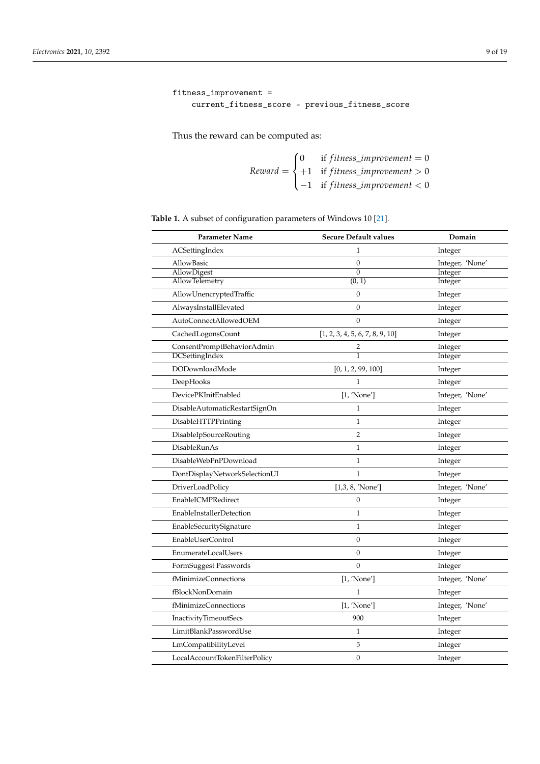```
fitness_improvement =
    current_fitness_score - previous_fitness_score
```

Thus the reward can be computed as:

$$Reward = \begin{cases} 0 & \text{if } fitness\_improvement = 0 \\ +1 & \text{if } fitness\_improvement > 0 \\ -1 & \text{if } fitness\_improvement < 0 \end{cases}$$

**Table 1.** A subset of configuration parameters of Windows 10 [21].

| Parameter Name | Secure Default values | Domain |
|---|---|---|
| ACSettingIndex | 1 | Integer |
| AllowBasic | 0 | Integer, 'None' |
| AllowDigest | 0 | Integer |
| AllowTelemetry | (0, 1) | Integer |
| AllowUnencryptedTraffic | 0 | Integer |
| AlwaysInstallElevated | 0 | Integer |
| AutoConnectAllowedOEM | 0 | Integer |
| CachedLogonsCount | [1, 2, 3, 4, 5, 6, 7, 8, 9, 10] | Integer |
| ConsentPromptBehaviorAdmin | 2 | Integer |
| DCSettingIndex | 1 | Integer |
| DODownloadMode | [0, 1, 2, 99, 100] | Integer |
| DeepHooks | 1 | Integer |
| DevicePKInitEnabled | [1, 'None'] | Integer, 'None' |
| DisableAutomaticRestartSignOn | 1 | Integer |
| DisableHTTPPrinting | 1 | Integer |
| DisableIpSourceRouting | 2 | Integer |
| DisableRunAs | 1 | Integer |
| DisableWebPnPDownload | 1 | Integer |
| DontDisplayNetworkSelectionUI | 1 | Integer |
| DriverLoadPolicy | [1,3, 8, 'None'] | Integer, 'None' |
| EnableICMPRedirect | 0 | Integer |
| EnableInstallerDetection | 1 | Integer |
| EnableSecuritySignature | 1 | Integer |
| EnableUserControl | 0 | Integer |
| EnumerateLocalUsers | 0 | Integer |
| FormSuggest Passwords | 0 | Integer |
| fMinimizeConnections | [1, 'None'] | Integer, 'None' |
| fBlockNonDomain | 1 | Integer |
| fMinimizeConnections | [1, 'None'] | Integer, 'None' |
| InactivityTimeoutSecs | 900 | Integer |
| LimitBlankPasswordUse | 1 | Integer |
| LmCompatibilityLevel | 5 | Integer |
| LocalAccountTokenFilterPolicy | 0 | Integer |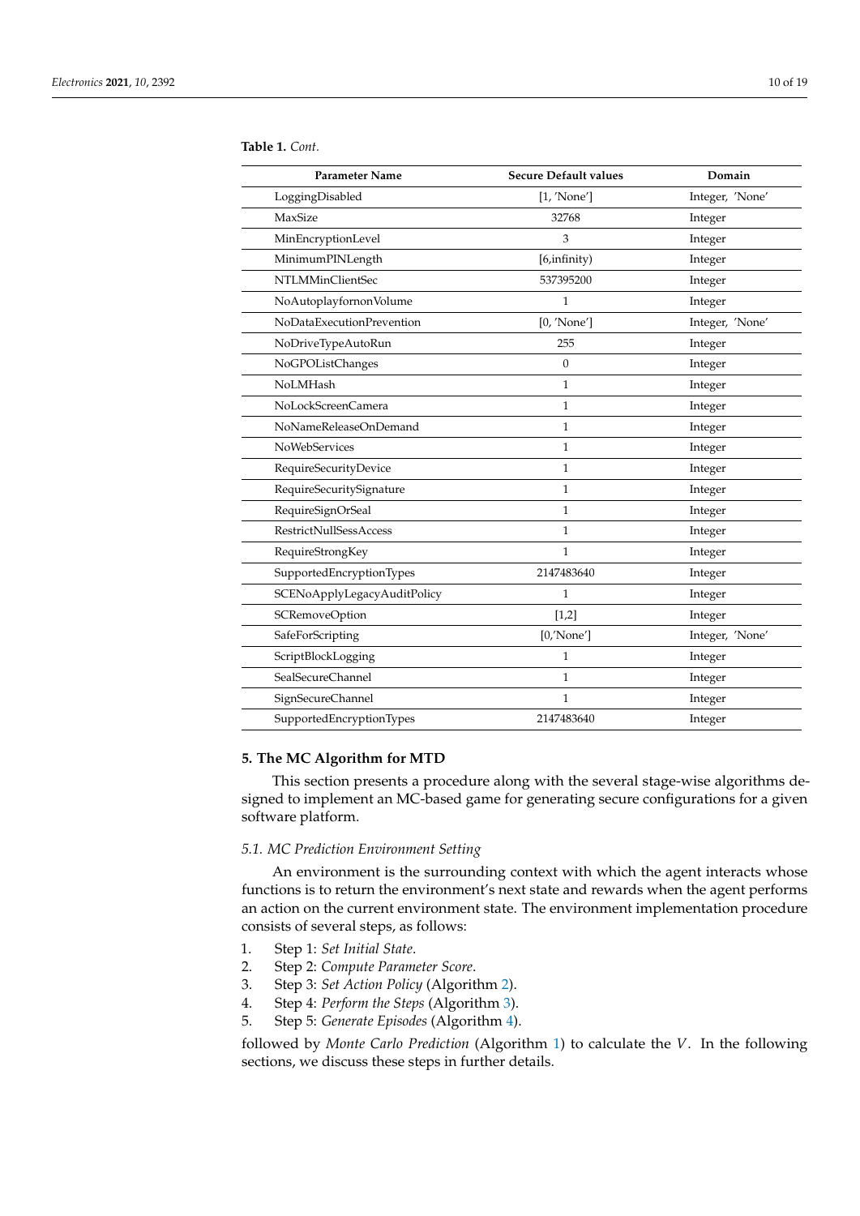**Table 1.** *Cont.*

| Parameter Name | Secure Default values | Domain |
|---|---|---|
| LoggingDisabled | [1, 'None'] | Integer, 'None' |
| MaxSize | 32768 | Integer |
| MinEncryptionLevel | 3 | Integer |
| MinimumPINLength | [6,infinity) | Integer |
| NTLMMinClientSec | 537395200 | Integer |
| NoAutoplayfornonVolume | 1 | Integer |
| NoDataExecutionPrevention | [0, 'None'] | Integer, 'None' |
| NoDriveTypeAutoRun | 255 | Integer |
| NoGPOListChanges | 0 | Integer |
| NoLMHash | 1 | Integer |
| NoLockScreenCamera | 1 | Integer |
| NoNameReleaseOnDemand | 1 | Integer |
| NoWebServices | 1 | Integer |
| RequireSecurityDevice | 1 | Integer |
| RequireSecuritySignature | 1 | Integer |
| RequireSignOrSeal | 1 | Integer |
| RestrictNullSessAccess | 1 | Integer |
| RequireStrongKey | 1 | Integer |
| SupportedEncryptionTypes | 2147483640 | Integer |
| SCENoApplyLegacyAuditPolicy | 1 | Integer |
| SCRemoveOption | [1,2] | Integer |
| SafeForScripting | [0,'None'] | Integer, 'None' |
| ScriptBlockLogging | 1 | Integer |
| SealSecureChannel | 1 | Integer |
| SignSecureChannel | 1 | Integer |
| SupportedEncryptionTypes | 2147483640 | Integer |

## 5. The MC Algorithm for MTD

This section presents a procedure along with the several stage-wise algorithms designed to implement an MC-based game for generating secure configurations for a given software platform.

### *5.1. MC Prediction Environment Setting*

An environment is the surrounding context with which the agent interacts whose functions is to return the environment's next state and rewards when the agent performs an action on the current environment state. The environment implementation procedure consists of several steps, as follows:

1. Step 1: *Set Initial State*.
2. Step 2: *Compute Parameter Score*.
3. Step 3: *Set Action Policy* (Algorithm 2).
4. Step 4: *Perform the Steps* (Algorithm 3).
5. Step 5: *Generate Episodes* (Algorithm 4).

followed by *Monte Carlo Prediction* (Algorithm 1) to calculate the $V$. In the following sections, we discuss these steps in further details.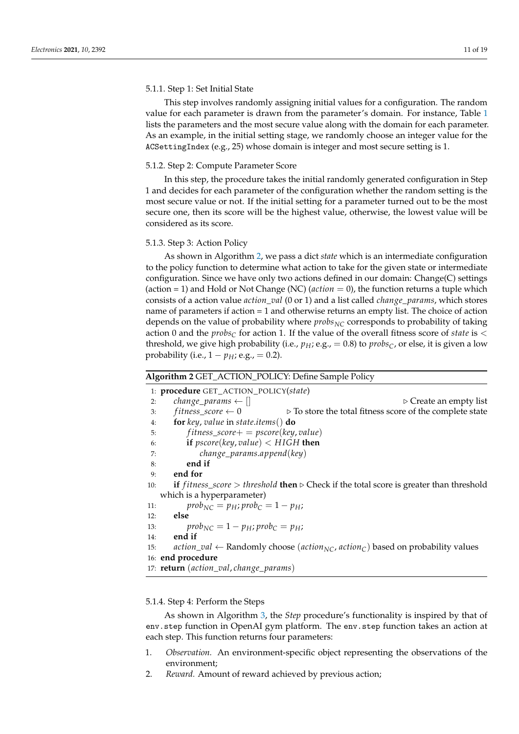#### 5.1.1. Step 1: Set Initial State

This step involves randomly assigning initial values for a configuration. The random value for each parameter is drawn from the parameter's domain. For instance, Table 1 lists the parameters and the most secure value along with the domain for each parameter. As an example, in the initial setting stage, we randomly choose an integer value for the `ACSettingIndex` (e.g., 25) whose domain is integer and most secure setting is 1.

#### 5.1.2. Step 2: Compute Parameter Score

In this step, the procedure takes the initial randomly generated configuration in Step 1 and decides for each parameter of the configuration whether the random setting is the most secure value or not. If the initial setting for a parameter turned out to be the most secure one, then its score will be the highest value, otherwise, the lowest value will be considered as its score.

#### 5.1.3. Step 3: Action Policy

As shown in Algorithm 2, we pass a dict *state* which is an intermediate configuration to the policy function to determine what action to take for the given state or intermediate configuration. Since we have only two actions defined in our domain: Change(C) settings (action = 1) and Hold or Not Change (NC) ($action = 0$), the function returns a tuple which consists of a action value *action_val* (0 or 1) and a list called *change_params*, which stores name of parameters if action = 1 and otherwise returns an empty list. The choice of action depends on the value of probability where $probs_{NC}$ corresponds to probability of taking action 0 and the $probs_C$ for action 1. If the value of the overall fitness score of *state* is < threshold, we give high probability (i.e., $p_H$; e.g., $= 0.8$) to $probs_C$, or else, it is given a low probability (i.e., $1 - p_H$; e.g., $= 0.2$).

**Algorithm 2** GET_ACTION_POLICY: Define Sample Policy

```
1:  procedure GET_ACTION_POLICY(state)
2:      change_params ← []                                   ▷ Create an empty list
3:      fitness_score ← 0            ▷ To store the total fitness score of the complete state
4:      for key, value in state.items() do
5:          fitness_score+ = pscore(key, value)
6:          if pscore(key, value) < HIGH then
7:              change_params.append(key)
8:          end if
9:      end for
10:     if fitness_score > threshold then ▷ Check if the total score is greater than threshold
        which is a hyperparameter)
11:         prob_NC = p_H; prob_C = 1 − p_H;
12:     else
13:         prob_NC = 1 − p_H; prob_C = p_H;
14:     end if
15:     action_val ← Randomly choose (action_NC, action_C) based on probability values
16: end procedure
17: return (action_val, change_params)
```

#### 5.1.4. Step 4: Perform the Steps

As shown in Algorithm 3, the *Step* procedure's functionality is inspired by that of `env.step` function in OpenAI gym platform. The `env.step` function takes an action at each step. This function returns four parameters:

1. *Observation.* An environment-specific object representing the observations of the environment;
2. *Reward.* Amount of reward achieved by previous action;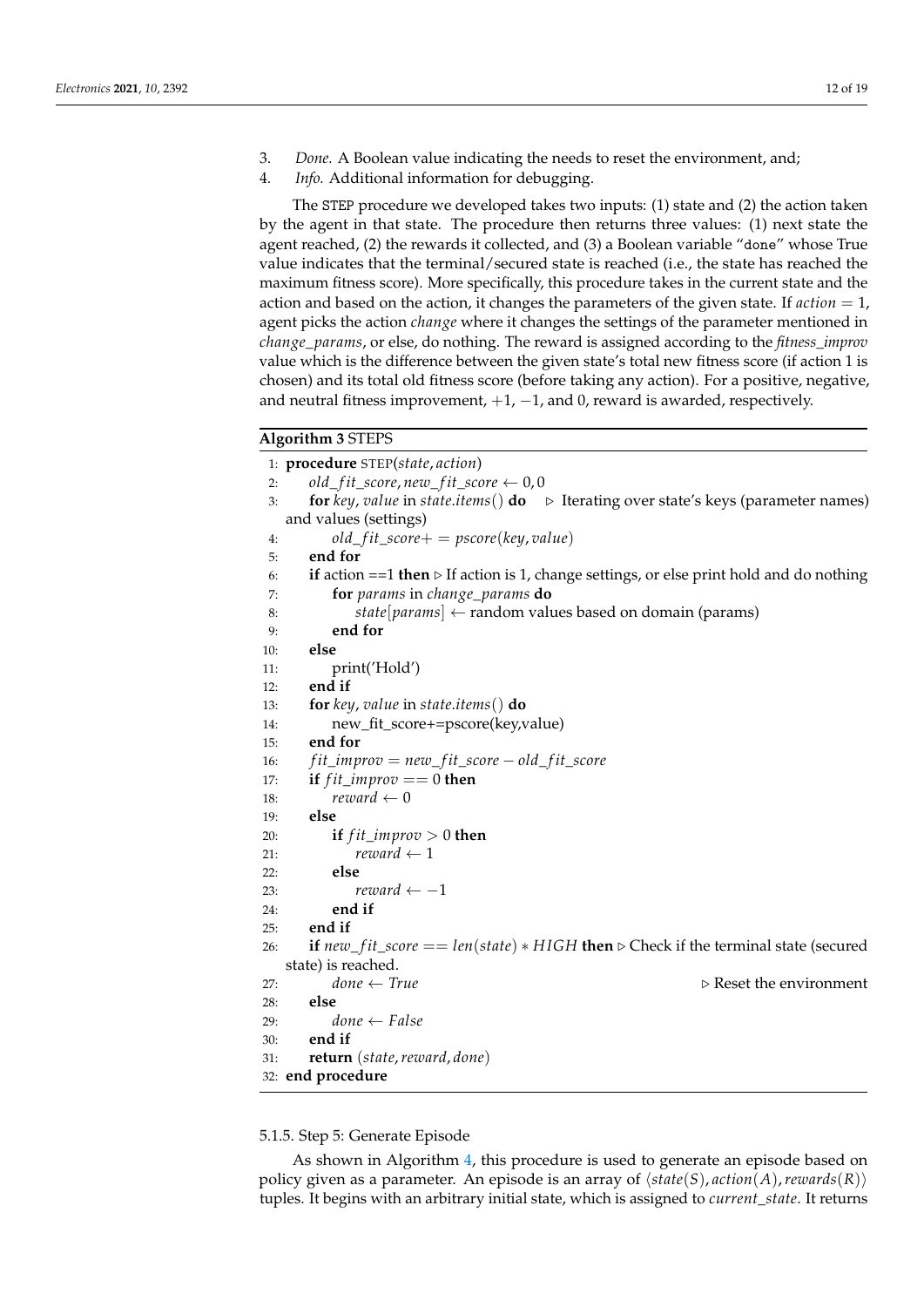3. *Done.* A Boolean value indicating the needs to reset the environment, and;
4. *Info.* Additional information for debugging.

The STEP procedure we developed takes two inputs: (1) state and (2) the action taken by the agent in that state. The procedure then returns three values: (1) next state the agent reached, (2) the rewards it collected, and (3) a Boolean variable "done" whose True value indicates that the terminal/secured state is reached (i.e., the state has reached the maximum fitness score). More specifically, this procedure takes in the current state and the action and based on the action, it changes the parameters of the given state. If $action = 1$, agent picks the action *change* where it changes the settings of the parameter mentioned in *change_params*, or else, do nothing. The reward is assigned according to the *fitness_improv* value which is the difference between the given state's total new fitness score (if action 1 is chosen) and its total old fitness score (before taking any action). For a positive, negative, and neutral fitness improvement, $+1$, $-1$, and 0, reward is awarded, respectively.

**Algorithm 3** STEPS

```
1:  procedure STEP(state, action)
2:      old_fit_score, new_fit_score ← 0, 0
3:      for key, value in state.items() do    ▷ Iterating over state's keys (parameter names)
        and values (settings)
4:          old_fit_score+ = pscore(key, value)
5:      end for
6:      if action ==1 then ▷ If action is 1, change settings, or else print hold and do nothing
7:          for params in change_params do
8:              state[params] ← random values based on domain (params)
9:          end for
10:     else
11:         print('Hold')
12:     end if
13:     for key, value in state.items() do
14:         new_fit_score+=pscore(key,value)
15:     end for
16:     fit_improv = new_fit_score − old_fit_score
17:     if fit_improv == 0 then
18:         reward ← 0
19:     else
20:         if fit_improv > 0 then
21:             reward ← 1
22:         else
23:             reward ← −1
24:         end if
25:     end if
26:     if new_fit_score == len(state) * HIGH then ▷ Check if the terminal state (secured
        state) is reached.
27:         done ← True                                          ▷ Reset the environment
28:     else
29:         done ← False
30:     end if
31:     return (state, reward, done)
32: end procedure
```

#### 5.1.5. Step 5: Generate Episode

As shown in Algorithm 4, this procedure is used to generate an episode based on policy given as a parameter. An episode is an array of $\langle state(S), action(A), rewards(R) \rangle$ tuples. It begins with an arbitrary initial state, which is assigned to *current_state*. It returns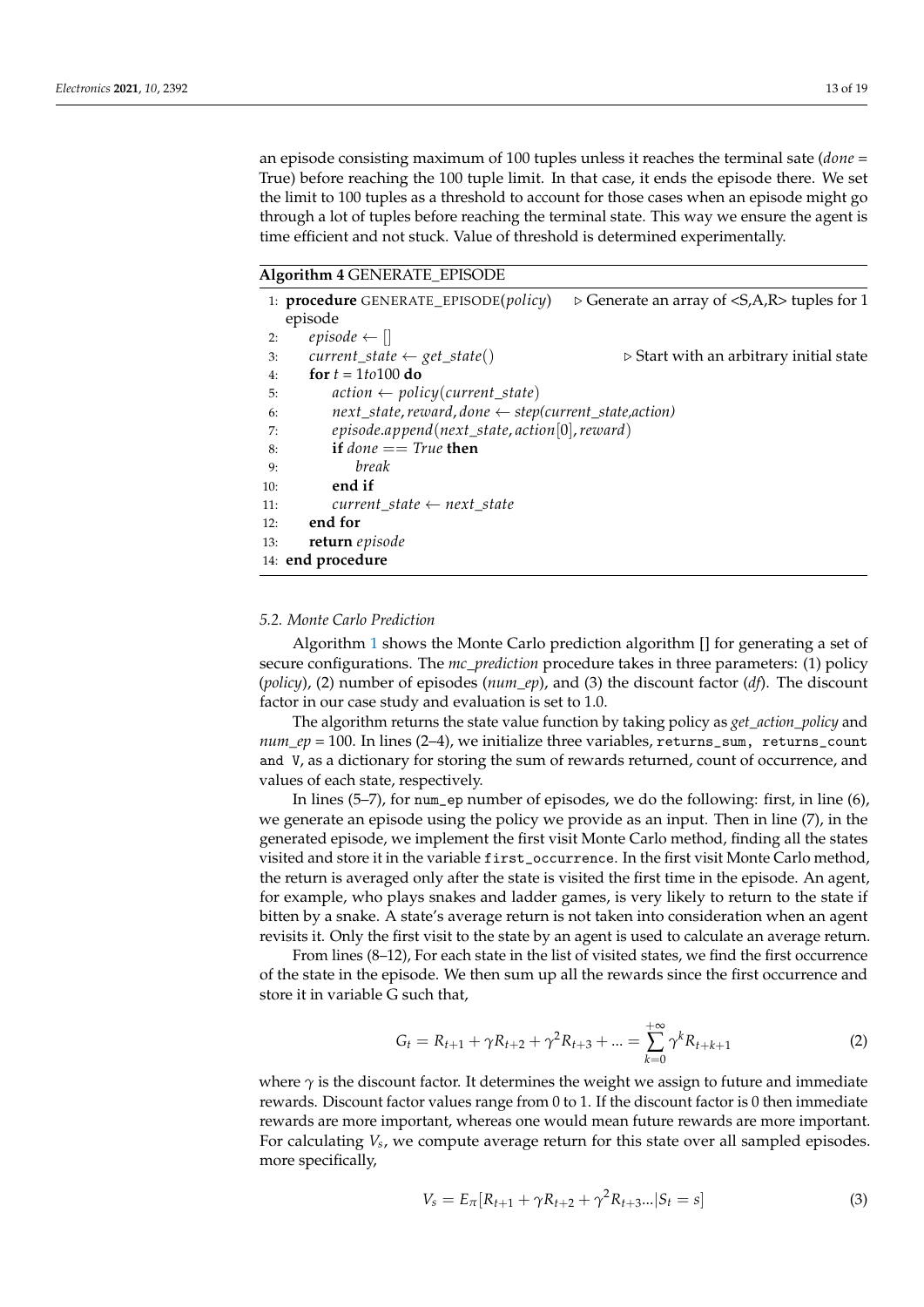an episode consisting maximum of 100 tuples unless it reaches the terminal sate (*done* = True) before reaching the 100 tuple limit. In that case, it ends the episode there. We set the limit to 100 tuples as a threshold to account for those cases when an episode might go through a lot of tuples before reaching the terminal state. This way we ensure the agent is time efficient and not stuck. Value of threshold is determined experimentally.

**Algorithm 4** GENERATE_EPISODE

```
1: procedure GENERATE_EPISODE(policy)    ▷ Generate an array of <S,A,R> tuples for 1 episode
2:     episode ← []
3:     current_state ← get_state()                ▷ Start with an arbitrary initial state
4:     for t = 1to100 do
5:         action ← policy(current_state)
6:         next_state, reward, done ← step(current_state,action)
7:         episode.append(next_state, action[0], reward)
8:         if done == True then
9:             break
10:        end if
11:        current_state ← next_state
12:    end for
13:    return episode
14: end procedure
```

### 5.2. Monte Carlo Prediction

Algorithm 1 shows the Monte Carlo prediction algorithm [] for generating a set of secure configurations. The *mc_prediction* procedure takes in three parameters: (1) policy (*policy*), (2) number of episodes (*num_ep*), and (3) the discount factor (*df*). The discount factor in our case study and evaluation is set to 1.0.

The algorithm returns the state value function by taking policy as *get_action_policy* and *num_ep* = 100. In lines (2–4), we initialize three variables, `returns_sum, returns_count and V`, as a dictionary for storing the sum of rewards returned, count of occurrence, and values of each state, respectively.

In lines (5–7), for `num_ep` number of episodes, we do the following: first, in line (6), we generate an episode using the policy we provide as an input. Then in line (7), in the generated episode, we implement the first visit Monte Carlo method, finding all the states visited and store it in the variable `first_occurrence`. In the first visit Monte Carlo method, the return is averaged only after the state is visited the first time in the episode. An agent, for example, who plays snakes and ladder games, is very likely to return to the state if bitten by a snake. A state's average return is not taken into consideration when an agent revisits it. Only the first visit to the state by an agent is used to calculate an average return.

From lines (8–12), For each state in the list of visited states, we find the first occurrence of the state in the episode. We then sum up all the rewards since the first occurrence and store it in variable G such that,

$$G_t = R_{t+1} + \gamma R_{t+2} + \gamma^2 R_{t+3} + ... = \sum_{k=0}^{+\infty} \gamma^k R_{t+k+1} \tag{2}$$

where $\gamma$ is the discount factor. It determines the weight we assign to future and immediate rewards. Discount factor values range from 0 to 1. If the discount factor is 0 then immediate rewards are more important, whereas one would mean future rewards are more important. For calculating $V_s$, we compute average return for this state over all sampled episodes. more specifically,

$$V_s = E_\pi[R_{t+1} + \gamma R_{t+2} + \gamma^2 R_{t+3}...|S_t = s] \tag{3}$$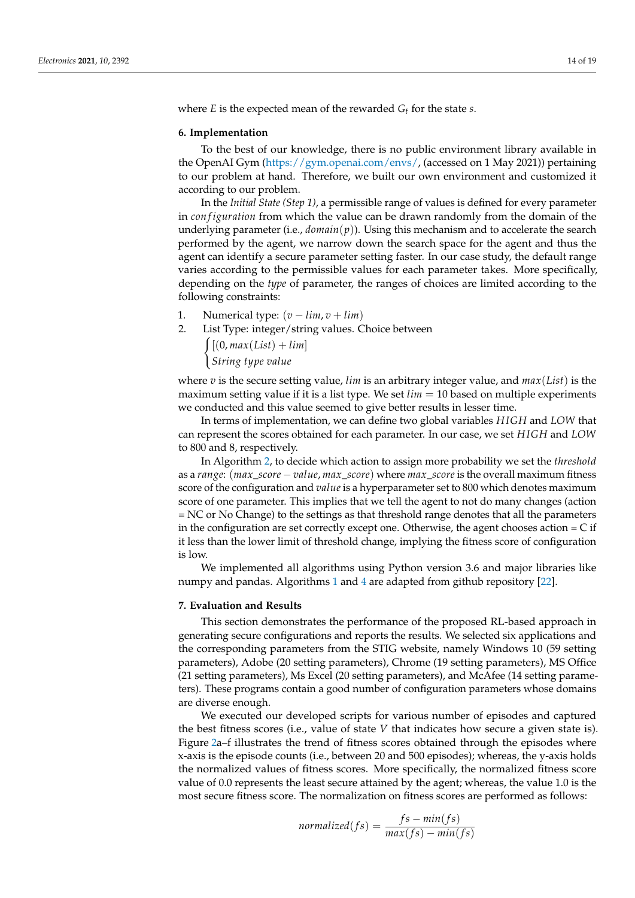where $E$ is the expected mean of the rewarded $G_t$ for the state $s$.

## 6. Implementation

To the best of our knowledge, there is no public environment library available in the OpenAI Gym (https://gym.openai.com/envs/, (accessed on 1 May 2021)) pertaining to our problem at hand. Therefore, we built our own environment and customized it according to our problem.

In the *Initial State (Step 1)*, a permissible range of values is defined for every parameter in $configuration$ from which the value can be drawn randomly from the domain of the underlying parameter (i.e., $domain(p)$). Using this mechanism and to accelerate the search performed by the agent, we narrow down the search space for the agent and thus the agent can identify a secure parameter setting faster. In our case study, the default range varies according to the permissible values for each parameter takes. More specifically, depending on the *type* of parameter, the ranges of choices are limited according to the following constraints:

1. Numerical type: $(v - lim, v + lim)$
2. List Type: integer/string values. Choice between

$$\begin{cases} [(0, max(List) + lim] \\ String\ type\ value \end{cases}$$

where $v$ is the secure setting value, $lim$ is an arbitrary integer value, and $max(List)$ is the maximum setting value if it is a list type. We set $lim = 10$ based on multiple experiments we conducted and this value seemed to give better results in lesser time.

In terms of implementation, we can define two global variables $HIGH$ and $LOW$ that can represent the scores obtained for each parameter. In our case, we set $HIGH$ and $LOW$ to 800 and 8, respectively.

In Algorithm 2, to decide which action to assign more probability we set the *threshold* as a *range*: $(max\_score - value, max\_score)$ where $max\_score$ is the overall maximum fitness score of the configuration and $value$ is a hyperparameter set to 800 which denotes maximum score of one parameter. This implies that we tell the agent to not do many changes (action = NC or No Change) to the settings as that threshold range denotes that all the parameters in the configuration are set correctly except one. Otherwise, the agent chooses action = C if it less than the lower limit of threshold change, implying the fitness score of configuration is low.

We implemented all algorithms using Python version 3.6 and major libraries like numpy and pandas. Algorithms 1 and 4 are adapted from github repository [22].

## 7. Evaluation and Results

This section demonstrates the performance of the proposed RL-based approach in generating secure configurations and reports the results. We selected six applications and the corresponding parameters from the STIG website, namely Windows 10 (59 setting parameters), Adobe (20 setting parameters), Chrome (19 setting parameters), MS Office (21 setting parameters), Ms Excel (20 setting parameters), and McAfee (14 setting parameters). These programs contain a good number of configuration parameters whose domains are diverse enough.

We executed our developed scripts for various number of episodes and captured the best fitness scores (i.e., value of state $V$ that indicates how secure a given state is). Figure 2a–f illustrates the trend of fitness scores obtained through the episodes where x-axis is the episode counts (i.e., between 20 and 500 episodes); whereas, the y-axis holds the normalized values of fitness scores. More specifically, the normalized fitness score value of 0.0 represents the least secure attained by the agent; whereas, the value 1.0 is the most secure fitness score. The normalization on fitness scores are performed as follows:

$$normalized(fs) = \frac{fs - min(fs)}{max(fs) - min(fs)}$$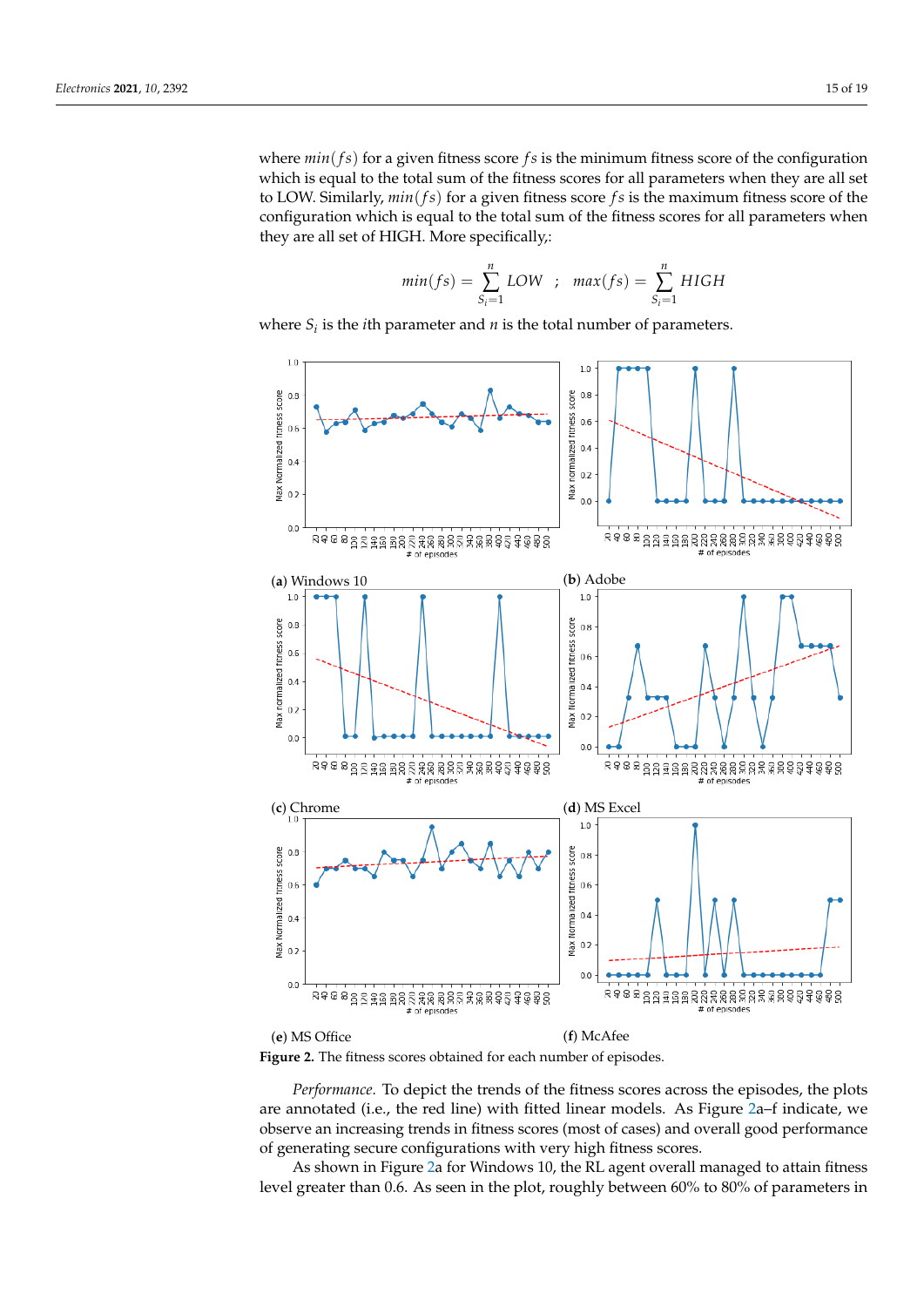where $min(fs)$ for a given fitness score $fs$ is the minimum fitness score of the configuration which is equal to the total sum of the fitness scores for all parameters when they are all set to LOW. Similarly, $min(fs)$ for a given fitness score $fs$ is the maximum fitness score of the configuration which is equal to the total sum of the fitness scores for all parameters when they are all set of HIGH. More specifically,:

$$min(fs) = \sum_{S_i=1}^{n} LOW \quad ; \quad max(fs) = \sum_{S_i=1}^{n} HIGH$$

where $S_i$ is the $i$th parameter and $n$ is the total number of parameters.

(**a**) Windows 10 (**b**) Adobe

(**c**) Chrome (**d**) MS Excel

(**e**) MS Office (**f**) McAfee

**Figure 2.** The fitness scores obtained for each number of episodes.

*Performance.* To depict the trends of the fitness scores across the episodes, the plots are annotated (i.e., the red line) with fitted linear models. As Figure 2a–f indicate, we observe an increasing trends in fitness scores (most of cases) and overall good performance of generating secure configurations with very high fitness scores.

As shown in Figure 2a for Windows 10, the RL agent overall managed to attain fitness level greater than 0.6. As seen in the plot, roughly between 60% to 80% of parameters in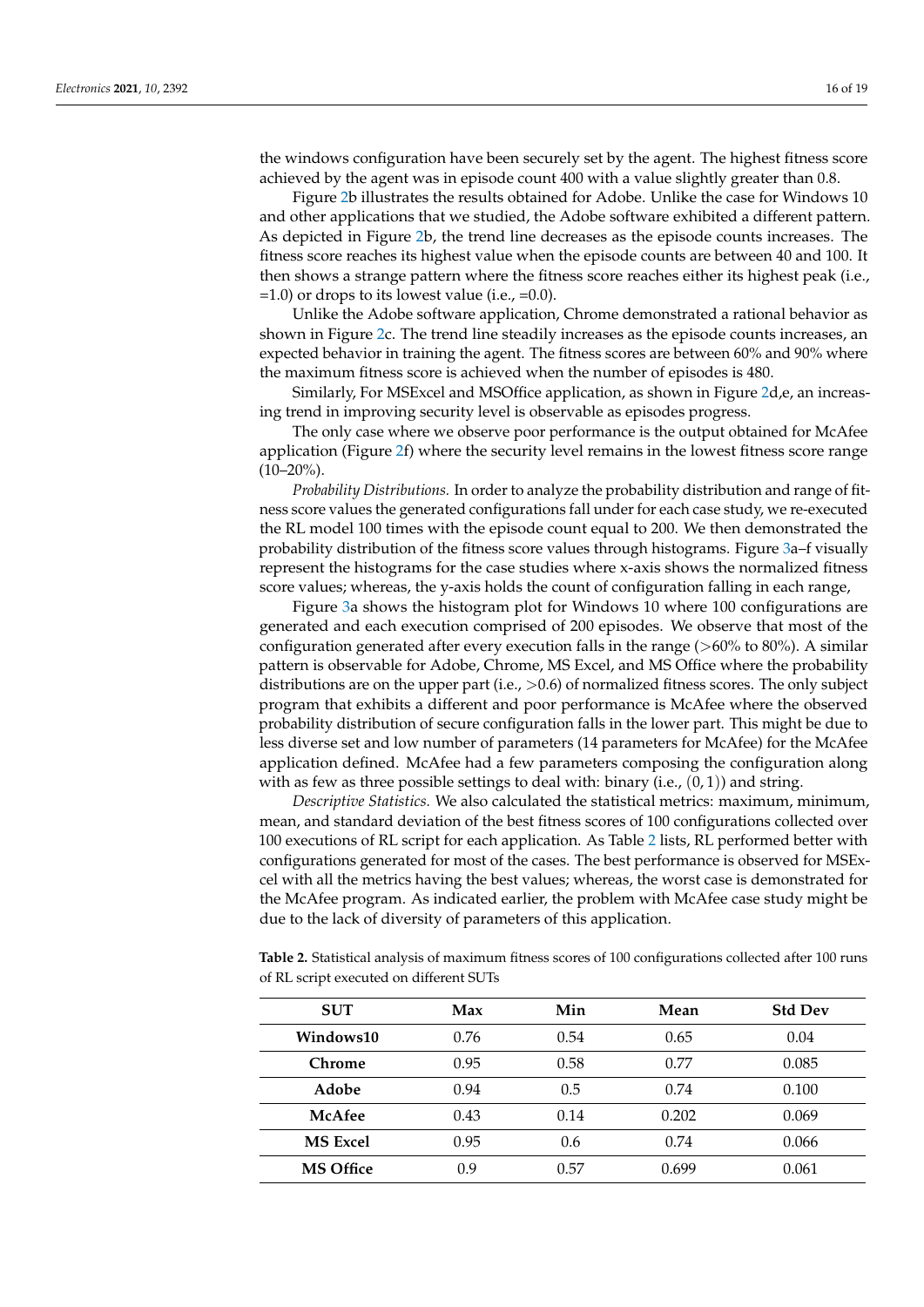the windows configuration have been securely set by the agent. The highest fitness score achieved by the agent was in episode count 400 with a value slightly greater than 0.8.

Figure 2b illustrates the results obtained for Adobe. Unlike the case for Windows 10 and other applications that we studied, the Adobe software exhibited a different pattern. As depicted in Figure 2b, the trend line decreases as the episode counts increases. The fitness score reaches its highest value when the episode counts are between 40 and 100. It then shows a strange pattern where the fitness score reaches either its highest peak (i.e., =1.0) or drops to its lowest value (i.e., =0.0).

Unlike the Adobe software application, Chrome demonstrated a rational behavior as shown in Figure 2c. The trend line steadily increases as the episode counts increases, an expected behavior in training the agent. The fitness scores are between 60% and 90% where the maximum fitness score is achieved when the number of episodes is 480.

Similarly, For MSExcel and MSOffice application, as shown in Figure 2d,e, an increasing trend in improving security level is observable as episodes progress.

The only case where we observe poor performance is the output obtained for McAfee application (Figure 2f) where the security level remains in the lowest fitness score range (10–20%).

*Probability Distributions.* In order to analyze the probability distribution and range of fitness score values the generated configurations fall under for each case study, we re-executed the RL model 100 times with the episode count equal to 200. We then demonstrated the probability distribution of the fitness score values through histograms. Figure 3a–f visually represent the histograms for the case studies where x-axis shows the normalized fitness score values; whereas, the y-axis holds the count of configuration falling in each range,

Figure 3a shows the histogram plot for Windows 10 where 100 configurations are generated and each execution comprised of 200 episodes. We observe that most of the configuration generated after every execution falls in the range (>60% to 80%). A similar pattern is observable for Adobe, Chrome, MS Excel, and MS Office where the probability distributions are on the upper part (i.e., >0.6) of normalized fitness scores. The only subject program that exhibits a different and poor performance is McAfee where the observed probability distribution of secure configuration falls in the lower part. This might be due to less diverse set and low number of parameters (14 parameters for McAfee) for the McAfee application defined. McAfee had a few parameters composing the configuration along with as few as three possible settings to deal with: binary (i.e., $(0, 1)$) and string.

*Descriptive Statistics.* We also calculated the statistical metrics: maximum, minimum, mean, and standard deviation of the best fitness scores of 100 configurations collected over 100 executions of RL script for each application. As Table 2 lists, RL performed better with configurations generated for most of the cases. The best performance is observed for MSExcel with all the metrics having the best values; whereas, the worst case is demonstrated for the McAfee program. As indicated earlier, the problem with McAfee case study might be due to the lack of diversity of parameters of this application.

**Table 2.** Statistical analysis of maximum fitness scores of 100 configurations collected after 100 runs of RL script executed on different SUTs

| SUT | Max | Min | Mean | Std Dev |
|---|---|---|---|---|
| **Windows10** | 0.76 | 0.54 | 0.65 | 0.04 |
| **Chrome** | 0.95 | 0.58 | 0.77 | 0.085 |
| **Adobe** | 0.94 | 0.5 | 0.74 | 0.100 |
| **McAfee** | 0.43 | 0.14 | 0.202 | 0.069 |
| **MS Excel** | 0.95 | 0.6 | 0.74 | 0.066 |
| **MS Office** | 0.9 | 0.57 | 0.699 | 0.061 |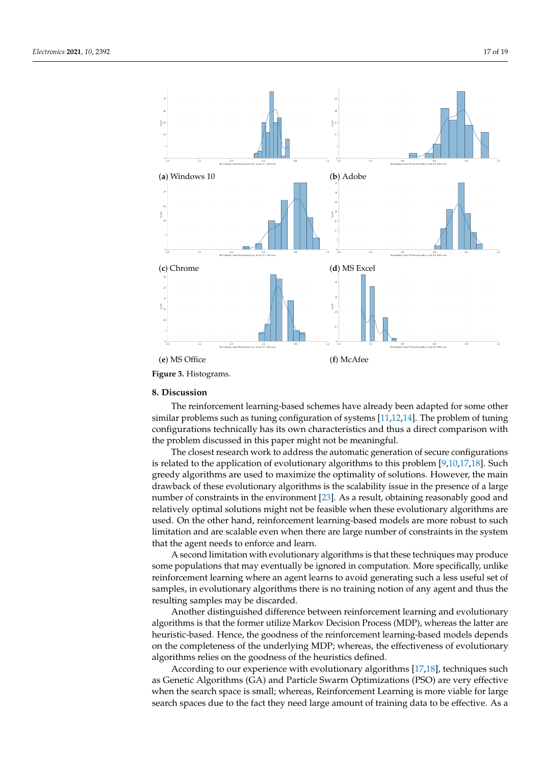(**a**) Windows 10

(**b**) Adobe

(**c**) Chrome

(**d**) MS Excel

(**e**) MS Office

(**f**) McAfee

**Figure 3.** Histograms.

## 8. Discussion

The reinforcement learning-based schemes have already been adapted for some other similar problems such as tuning configuration of systems [11,12,14]. The problem of tuning configurations technically has its own characteristics and thus a direct comparison with the problem discussed in this paper might not be meaningful.

The closest research work to address the automatic generation of secure configurations is related to the application of evolutionary algorithms to this problem [9,10,17,18]. Such greedy algorithms are used to maximize the optimality of solutions. However, the main drawback of these evolutionary algorithms is the scalability issue in the presence of a large number of constraints in the environment [23]. As a result, obtaining reasonably good and relatively optimal solutions might not be feasible when these evolutionary algorithms are used. On the other hand, reinforcement learning-based models are more robust to such limitation and are scalable even when there are large number of constraints in the system that the agent needs to enforce and learn.

A second limitation with evolutionary algorithms is that these techniques may produce some populations that may eventually be ignored in computation. More specifically, unlike reinforcement learning where an agent learns to avoid generating such a less useful set of samples, in evolutionary algorithms there is no training notion of any agent and thus the resulting samples may be discarded.

Another distinguished difference between reinforcement learning and evolutionary algorithms is that the former utilize Markov Decision Process (MDP), whereas the latter are heuristic-based. Hence, the goodness of the reinforcement learning-based models depends on the completeness of the underlying MDP; whereas, the effectiveness of evolutionary algorithms relies on the goodness of the heuristics defined.

According to our experience with evolutionary algorithms [17,18], techniques such as Genetic Algorithms (GA) and Particle Swarm Optimizations (PSO) are very effective when the search space is small; whereas, Reinforcement Learning is more viable for large search spaces due to the fact they need large amount of training data to be effective. As a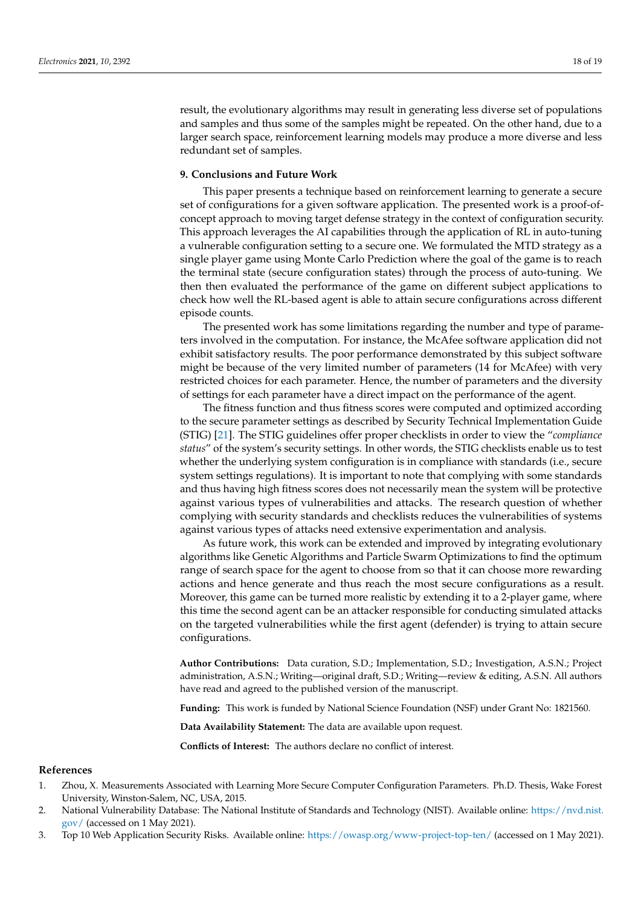result, the evolutionary algorithms may result in generating less diverse set of populations and samples and thus some of the samples might be repeated. On the other hand, due to a larger search space, reinforcement learning models may produce a more diverse and less redundant set of samples.

## 9. Conclusions and Future Work

This paper presents a technique based on reinforcement learning to generate a secure set of configurations for a given software application. The presented work is a proof-of-concept approach to moving target defense strategy in the context of configuration security. This approach leverages the AI capabilities through the application of RL in auto-tuning a vulnerable configuration setting to a secure one. We formulated the MTD strategy as a single player game using Monte Carlo Prediction where the goal of the game is to reach the terminal state (secure configuration states) through the process of auto-tuning. We then then evaluated the performance of the game on different subject applications to check how well the RL-based agent is able to attain secure configurations across different episode counts.

The presented work has some limitations regarding the number and type of parameters involved in the computation. For instance, the McAfee software application did not exhibit satisfactory results. The poor performance demonstrated by this subject software might be because of the very limited number of parameters (14 for McAfee) with very restricted choices for each parameter. Hence, the number of parameters and the diversity of settings for each parameter have a direct impact on the performance of the agent.

The fitness function and thus fitness scores were computed and optimized according to the secure parameter settings as described by Security Technical Implementation Guide (STIG) [21]. The STIG guidelines offer proper checklists in order to view the "*compliance status*" of the system's security settings. In other words, the STIG checklists enable us to test whether the underlying system configuration is in compliance with standards (i.e., secure system settings regulations). It is important to note that complying with some standards and thus having high fitness scores does not necessarily mean the system will be protective against various types of vulnerabilities and attacks. The research question of whether complying with security standards and checklists reduces the vulnerabilities of systems against various types of attacks need extensive experimentation and analysis.

As future work, this work can be extended and improved by integrating evolutionary algorithms like Genetic Algorithms and Particle Swarm Optimizations to find the optimum range of search space for the agent to choose from so that it can choose more rewarding actions and hence generate and thus reach the most secure configurations as a result. Moreover, this game can be turned more realistic by extending it to a 2-player game, where this time the second agent can be an attacker responsible for conducting simulated attacks on the targeted vulnerabilities while the first agent (defender) is trying to attain secure configurations.

**Author Contributions:** Data curation, S.D.; Implementation, S.D.; Investigation, A.S.N.; Project administration, A.S.N.; Writing—original draft, S.D.; Writing—review & editing, A.S.N. All authors have read and agreed to the published version of the manuscript.

**Funding:** This work is funded by National Science Foundation (NSF) under Grant No: 1821560.

**Data Availability Statement:** The data are available upon request.

**Conflicts of Interest:** The authors declare no conflict of interest.

## References

1. Zhou, X. Measurements Associated with Learning More Secure Computer Configuration Parameters. Ph.D. Thesis, Wake Forest University, Winston-Salem, NC, USA, 2015.
2. National Vulnerability Database: The National Institute of Standards and Technology (NIST). Available online: https://nvd.nist.gov/ (accessed on 1 May 2021).
3. Top 10 Web Application Security Risks. Available online: https://owasp.org/www-project-top-ten/ (accessed on 1 May 2021).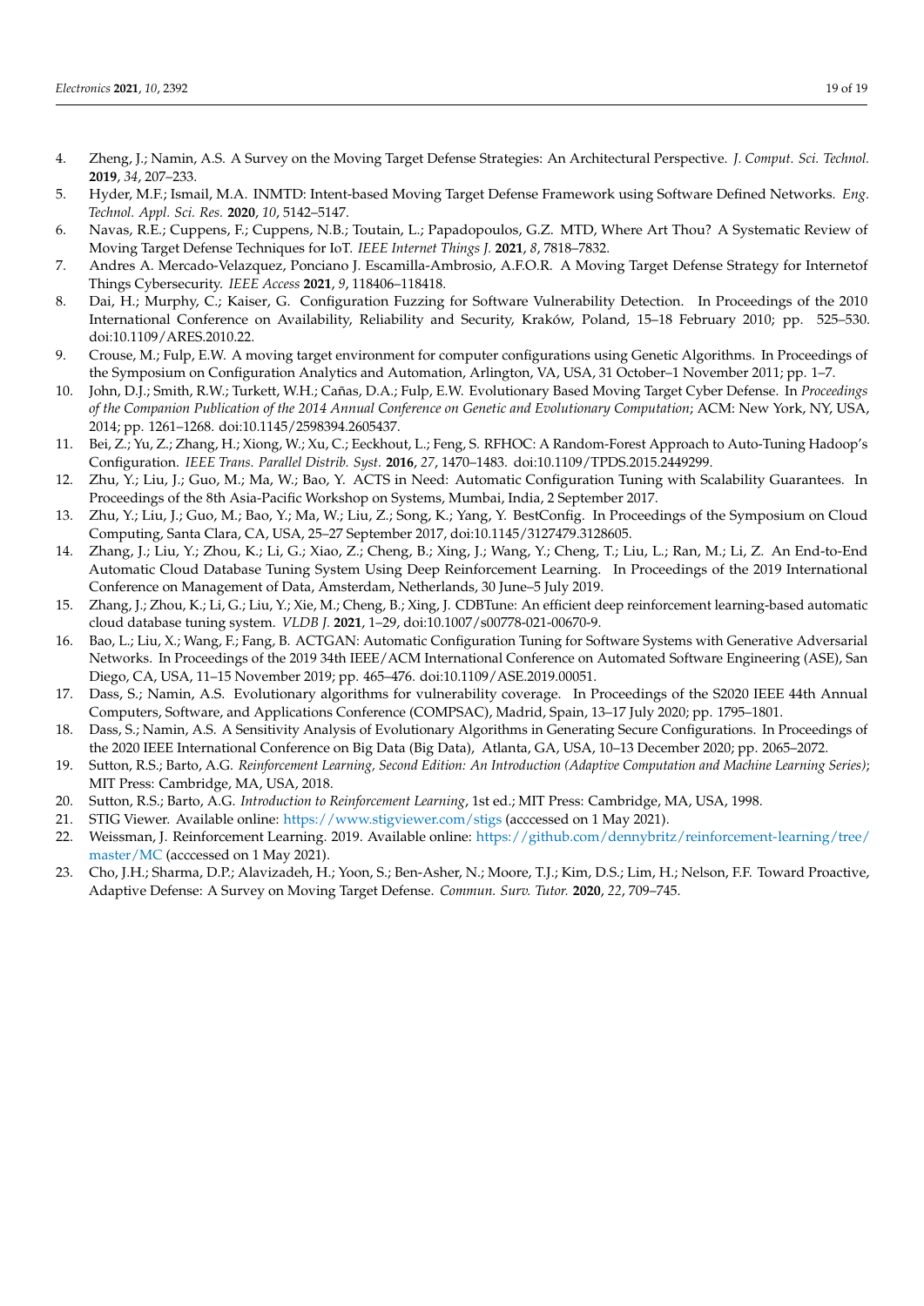4. Zheng, J.; Namin, A.S. A Survey on the Moving Target Defense Strategies: An Architectural Perspective. *J. Comput. Sci. Technol.* **2019**, *34*, 207–233.
5. Hyder, M.F.; Ismail, M.A. INMTD: Intent-based Moving Target Defense Framework using Software Defined Networks. *Eng. Technol. Appl. Sci. Res.* **2020**, *10*, 5142–5147.
6. Navas, R.E.; Cuppens, F.; Cuppens, N.B.; Toutain, L.; Papadopoulos, G.Z. MTD, Where Art Thou? A Systematic Review of Moving Target Defense Techniques for IoT. *IEEE Internet Things J.* **2021**, *8*, 7818–7832.
7. Andres A. Mercado-Velazquez, Ponciano J. Escamilla-Ambrosio, A.F.O.R. A Moving Target Defense Strategy for Internetof Things Cybersecurity. *IEEE Access* **2021**, *9*, 118406–118418.
8. Dai, H.; Murphy, C.; Kaiser, G. Configuration Fuzzing for Software Vulnerability Detection. In Proceedings of the 2010 International Conference on Availability, Reliability and Security, Kraków, Poland, 15–18 February 2010; pp. 525–530. doi:10.1109/ARES.2010.22.
9. Crouse, M.; Fulp, E.W. A moving target environment for computer configurations using Genetic Algorithms. In Proceedings of the Symposium on Configuration Analytics and Automation, Arlington, VA, USA, 31 October–1 November 2011; pp. 1–7.
10. John, D.J.; Smith, R.W.; Turkett, W.H.; Cañas, D.A.; Fulp, E.W. Evolutionary Based Moving Target Cyber Defense. In *Proceedings of the Companion Publication of the 2014 Annual Conference on Genetic and Evolutionary Computation*; ACM: New York, NY, USA, 2014; pp. 1261–1268. doi:10.1145/2598394.2605437.
11. Bei, Z.; Yu, Z.; Zhang, H.; Xiong, W.; Xu, C.; Eeckhout, L.; Feng, S. RFHOC: A Random-Forest Approach to Auto-Tuning Hadoop's Configuration. *IEEE Trans. Parallel Distrib. Syst.* **2016**, *27*, 1470–1483. doi:10.1109/TPDS.2015.2449299.
12. Zhu, Y.; Liu, J.; Guo, M.; Ma, W.; Bao, Y. ACTS in Need: Automatic Configuration Tuning with Scalability Guarantees. In Proceedings of the 8th Asia-Pacific Workshop on Systems, Mumbai, India, 2 September 2017.
13. Zhu, Y.; Liu, J.; Guo, M.; Bao, Y.; Ma, W.; Liu, Z.; Song, K.; Yang, Y. BestConfig. In Proceedings of the Symposium on Cloud Computing, Santa Clara, CA, USA, 25–27 September 2017, doi:10.1145/3127479.3128605.
14. Zhang, J.; Liu, Y.; Zhou, K.; Li, G.; Xiao, Z.; Cheng, B.; Xing, J.; Wang, Y.; Cheng, T.; Liu, L.; Ran, M.; Li, Z. An End-to-End Automatic Cloud Database Tuning System Using Deep Reinforcement Learning. In Proceedings of the 2019 International Conference on Management of Data, Amsterdam, Netherlands, 30 June–5 July 2019.
15. Zhang, J.; Zhou, K.; Li, G.; Liu, Y.; Xie, M.; Cheng, B.; Xing, J. CDBTune: An efficient deep reinforcement learning-based automatic cloud database tuning system. *VLDB J.* **2021**, 1–29, doi:10.1007/s00778-021-00670-9.
16. Bao, L.; Liu, X.; Wang, F.; Fang, B. ACTGAN: Automatic Configuration Tuning for Software Systems with Generative Adversarial Networks. In Proceedings of the 2019 34th IEEE/ACM International Conference on Automated Software Engineering (ASE), San Diego, CA, USA, 11–15 November 2019; pp. 465–476. doi:10.1109/ASE.2019.00051.
17. Dass, S.; Namin, A.S. Evolutionary algorithms for vulnerability coverage. In Proceedings of the S2020 IEEE 44th Annual Computers, Software, and Applications Conference (COMPSAC), Madrid, Spain, 13–17 July 2020; pp. 1795–1801.
18. Dass, S.; Namin, A.S. A Sensitivity Analysis of Evolutionary Algorithms in Generating Secure Configurations. In Proceedings of the 2020 IEEE International Conference on Big Data (Big Data), Atlanta, GA, USA, 10–13 December 2020; pp. 2065–2072.
19. Sutton, R.S.; Barto, A.G. *Reinforcement Learning, Second Edition: An Introduction (Adaptive Computation and Machine Learning Series)*; MIT Press: Cambridge, MA, USA, 2018.
20. Sutton, R.S.; Barto, A.G. *Introduction to Reinforcement Learning*, 1st ed.; MIT Press: Cambridge, MA, USA, 1998.
21. STIG Viewer. Available online: https://www.stigviewer.com/stigs (acccessed on 1 May 2021).
22. Weissman, J. Reinforcement Learning. 2019. Available online: https://github.com/dennybritz/reinforcement-learning/tree/master/MC (acccessed on 1 May 2021).
23. Cho, J.H.; Sharma, D.P.; Alavizadeh, H.; Yoon, S.; Ben-Asher, N.; Moore, T.J.; Kim, D.S.; Lim, H.; Nelson, F.F. Toward Proactive, Adaptive Defense: A Survey on Moving Target Defense. *Commun. Surv. Tutor.* **2020**, *22*, 709–745.